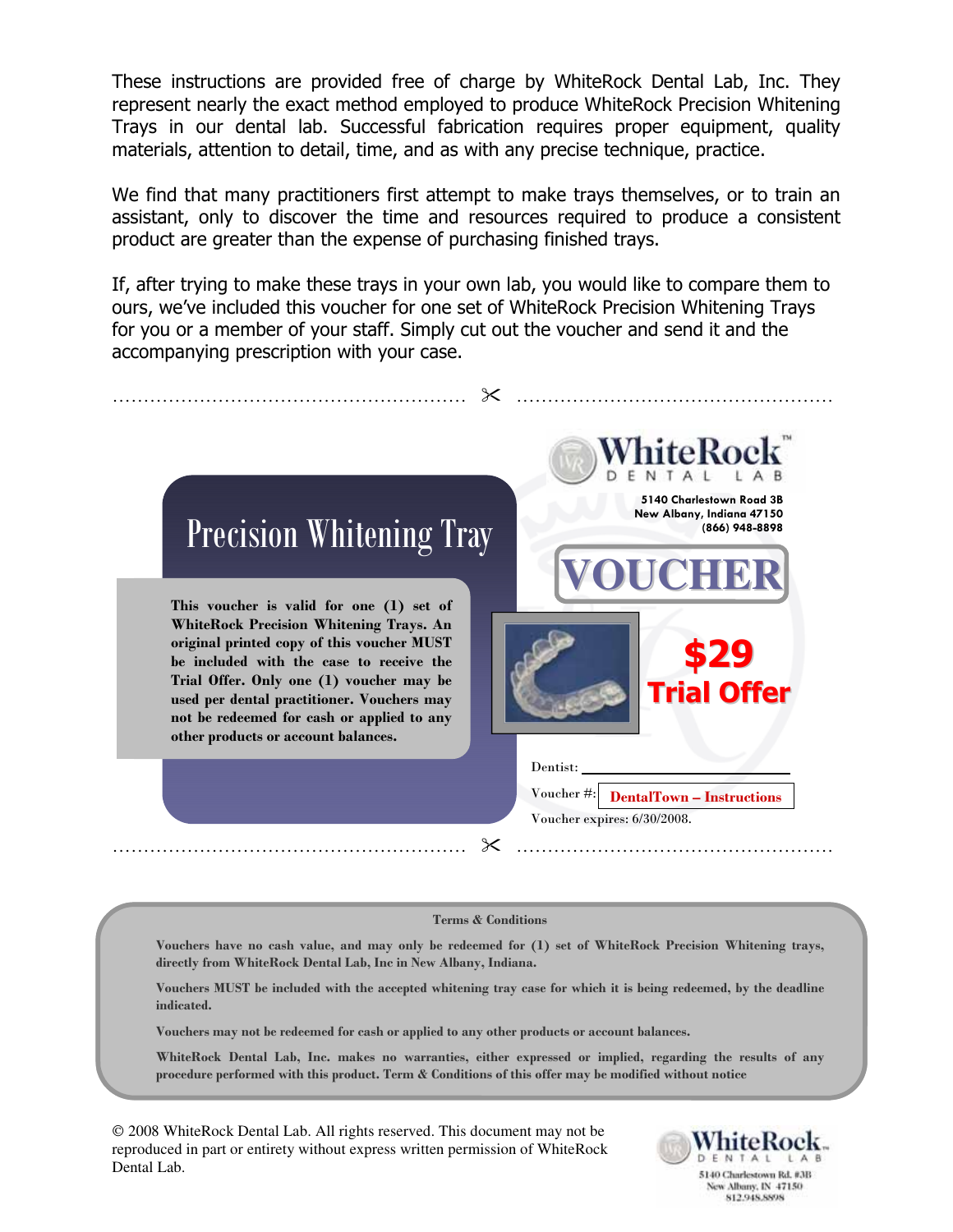These instructions are provided free of charge by WhiteRock Dental Lab, Inc. They represent nearly the exact method employed to produce WhiteRock Precision Whitening Trays in our dental lab. Successful fabrication requires proper equipment, quality materials, attention to detail, time, and as with any precise technique, practice.

We find that many practitioners first attempt to make trays themselves, or to train an assistant, only to discover the time and resources required to produce a consistent product are greater than the expense of purchasing finished trays.

If, after trying to make these trays in your own lab, you would like to compare them to ours, we've included this voucher for one set of WhiteRock Precision Whitening Trays for you or a member of your staff. Simply cut out the voucher and send it and the accompanying prescription with your case.

---

**WhiteRock™ DENTAL LAB**
5140 Charlestown Road 3B
New Albany, Indiana 47150
(866) 948-8898

## Precision Whitening Tray

# VOUCHER

**This voucher is valid for one (1) set of WhiteRock Precision Whitening Trays. An original printed copy of this voucher MUST be included with the case to receive the Trial Offer. Only one (1) voucher may be used per dental practitioner. Vouchers may not be redeemed for cash or applied to any other products or account balances.**

**$29**
**Trial Offer**

Dentist: ____________________

Voucher #: **DentalTown – Instructions**

Voucher expires: 6/30/2008.

---

**Terms & Conditions**

**Vouchers have no cash value, and may only be redeemed for (1) set of WhiteRock Precision Whitening trays, directly from WhiteRock Dental Lab, Inc in New Albany, Indiana.**

**Vouchers MUST be included with the accepted whitening tray case for which it is being redeemed, by the deadline indicated.**

**Vouchers may not be redeemed for cash or applied to any other products or account balances.**

**WhiteRock Dental Lab, Inc. makes no warranties, either expressed or implied, regarding the results of any procedure performed with this product. Term & Conditions of this offer may be modified without notice**

© 2008 WhiteRock Dental Lab. All rights reserved. This document may not be reproduced in part or entirety without express written permission of WhiteRock Dental Lab.

WhiteRock™ DENTAL LAB
5140 Charlestown Rd. #3B
New Albany, IN 47150
812.948.8898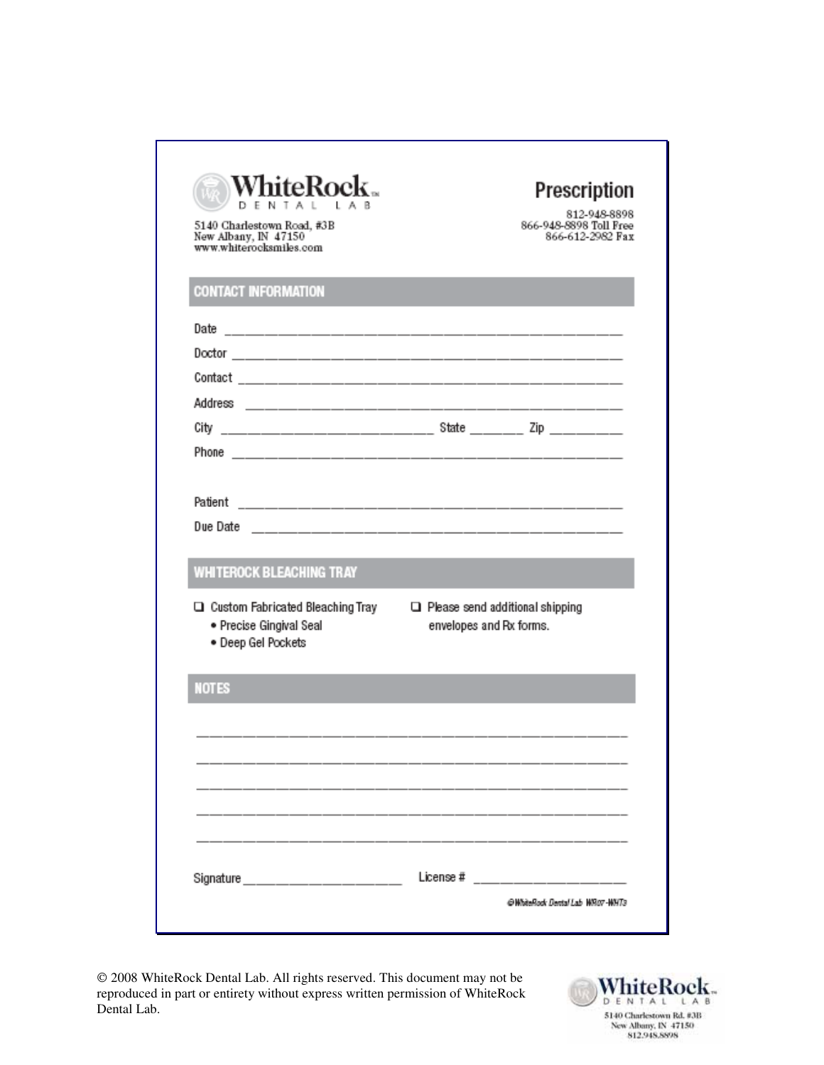**WhiteRock™**
DENTAL LAB

5140 Charlestown Road, #3B
New Albany, IN 47150
www.whiterocksmiles.com

# Prescription

812-948-8898
866-948-8898 Toll Free
866-612-2982 Fax

## CONTACT INFORMATION

Date ________________________________________________

Doctor ________________________________________________

Contact ________________________________________________

Address ________________________________________________

City ____________________________ State ________ Zip __________

Phone ________________________________________________

Patient ________________________________________________

Due Date ________________________________________________

## WHITEROCK BLEACHING TRAY

- ❑ Custom Fabricated Bleaching Tray
  - Precise Gingival Seal
  - Deep Gel Pockets
- ❑ Please send additional shipping envelopes and Rx forms.

## NOTES

________________________________________________

________________________________________________

________________________________________________

________________________________________________

________________________________________________

Signature ______________________ License # ______________________

©WhiteRock Dental Lab WR07-WHT3

© 2008 WhiteRock Dental Lab. All rights reserved. This document may not be reproduced in part or entirety without express written permission of WhiteRock Dental Lab.

**WhiteRock™**
DENTAL LAB
5140 Charlestown Rd. #3B
New Albany, IN 47150
812.948.8898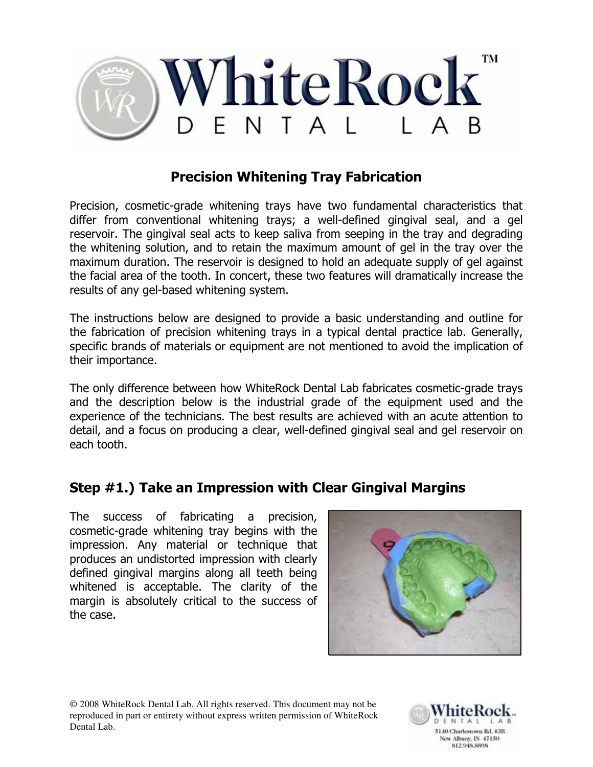# Precision Whitening Tray Fabrication

Precision, cosmetic-grade whitening trays have two fundamental characteristics that differ from conventional whitening trays; a well-defined gingival seal, and a gel reservoir. The gingival seal acts to keep saliva from seeping in the tray and degrading the whitening solution, and to retain the maximum amount of gel in the tray over the maximum duration. The reservoir is designed to hold an adequate supply of gel against the facial area of the tooth. In concert, these two features will dramatically increase the results of any gel-based whitening system.

The instructions below are designed to provide a basic understanding and outline for the fabrication of precision whitening trays in a typical dental practice lab. Generally, specific brands of materials or equipment are not mentioned to avoid the implication of their importance.

The only difference between how WhiteRock Dental Lab fabricates cosmetic-grade trays and the description below is the industrial grade of the equipment used and the experience of the technicians. The best results are achieved with an acute attention to detail, and a focus on producing a clear, well-defined gingival seal and gel reservoir on each tooth.

## Step #1.) Take an Impression with Clear Gingival Margins

The success of fabricating a precision, cosmetic-grade whitening tray begins with the impression. Any material or technique that produces an undistorted impression with clearly defined gingival margins along all teeth being whitened is acceptable. The clarity of the margin is absolutely critical to the success of the case.

© 2008 WhiteRock Dental Lab. All rights reserved. This document may not be reproduced in part or entirety without express written permission of WhiteRock Dental Lab.

WhiteRock Dental Lab
5140 Charlestown Rd. #3B
New Albany, IN 47150
812.948.8898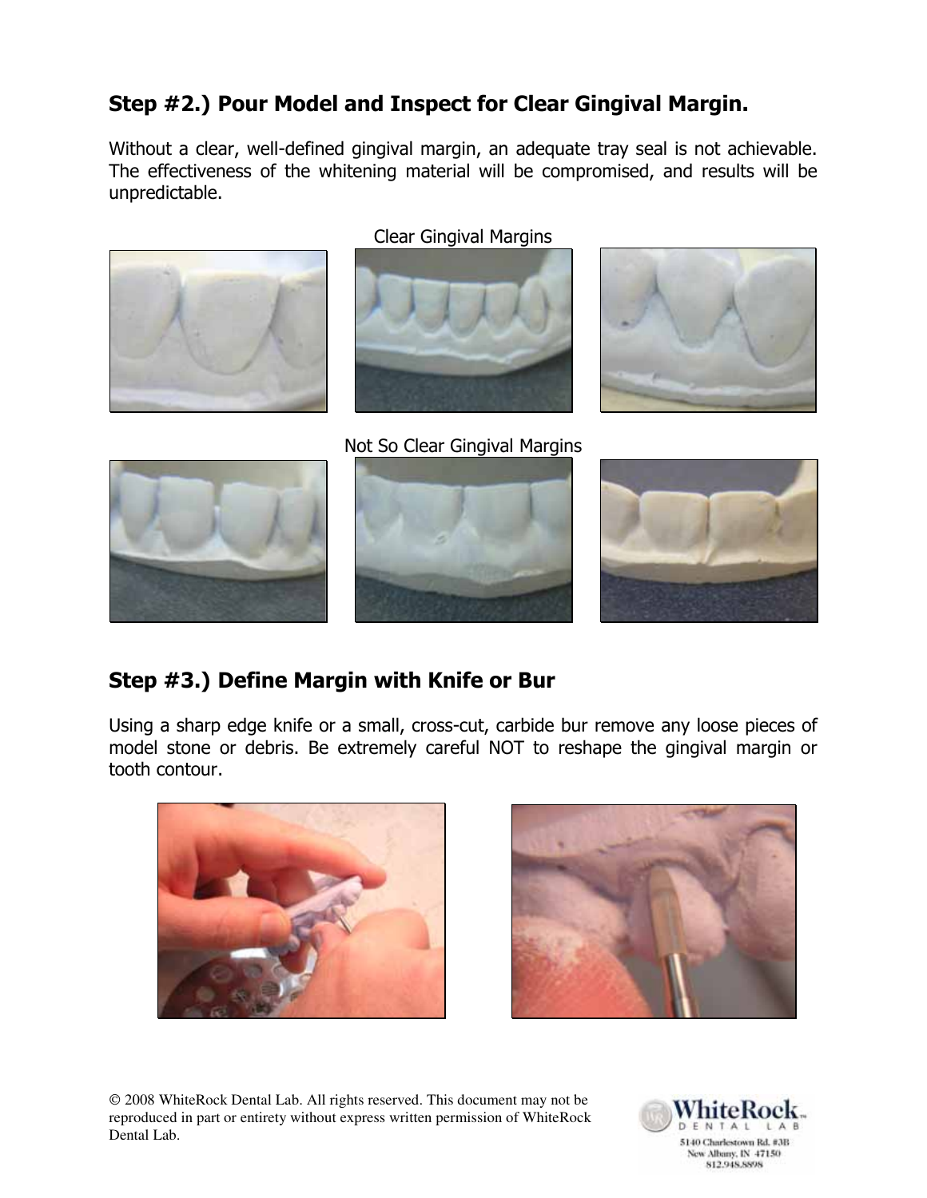## Step #2.) Pour Model and Inspect for Clear Gingival Margin.

Without a clear, well-defined gingival margin, an adequate tray seal is not achievable. The effectiveness of the whitening material will be compromised, and results will be unpredictable.

Clear Gingival Margins

Not So Clear Gingival Margins

## Step #3.) Define Margin with Knife or Bur

Using a sharp edge knife or a small, cross-cut, carbide bur remove any loose pieces of model stone or debris. Be extremely careful NOT to reshape the gingival margin or tooth contour.

© 2008 WhiteRock Dental Lab. All rights reserved. This document may not be reproduced in part or entirety without express written permission of WhiteRock Dental Lab.

WhiteRock DENTAL LAB
5140 Charlestown Rd. #3B
New Albany, IN 47150
812.948.8898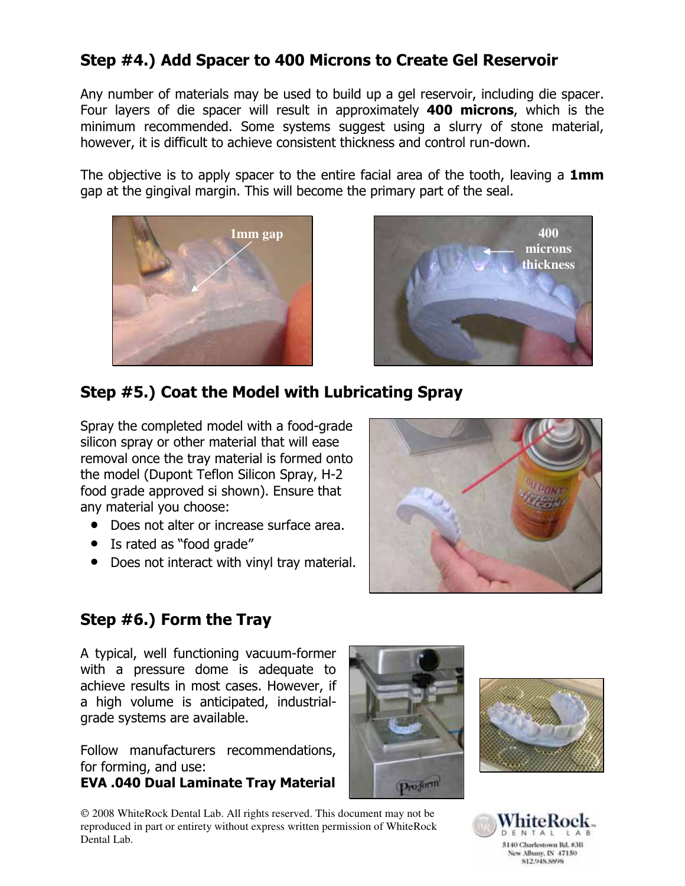## Step #4.) Add Spacer to 400 Microns to Create Gel Reservoir

Any number of materials may be used to build up a gel reservoir, including die spacer. Four layers of die spacer will result in approximately **400 microns**, which is the minimum recommended. Some systems suggest using a slurry of stone material, however, it is difficult to achieve consistent thickness and control run-down.

The objective is to apply spacer to the entire facial area of the tooth, leaving a **1mm** gap at the gingival margin. This will become the primary part of the seal.

1mm gap

400 microns thickness

## Step #5.) Coat the Model with Lubricating Spray

Spray the completed model with a food-grade silicon spray or other material that will ease removal once the tray material is formed onto the model (Dupont Teflon Silicon Spray, H-2 food grade approved si shown). Ensure that any material you choose:

- Does not alter or increase surface area.
- Is rated as "food grade"
- Does not interact with vinyl tray material.

## Step #6.) Form the Tray

A typical, well functioning vacuum-former with a pressure dome is adequate to achieve results in most cases. However, if a high volume is anticipated, industrial-grade systems are available.

Follow manufacturers recommendations, for forming, and use:
**EVA .040 Dual Laminate Tray Material**

© 2008 WhiteRock Dental Lab. All rights reserved. This document may not be reproduced in part or entirety without express written permission of WhiteRock Dental Lab.

WhiteRock DENTAL LAB
5140 Charlestown Rd. #3B
New Albany, IN 47150
812.948.8898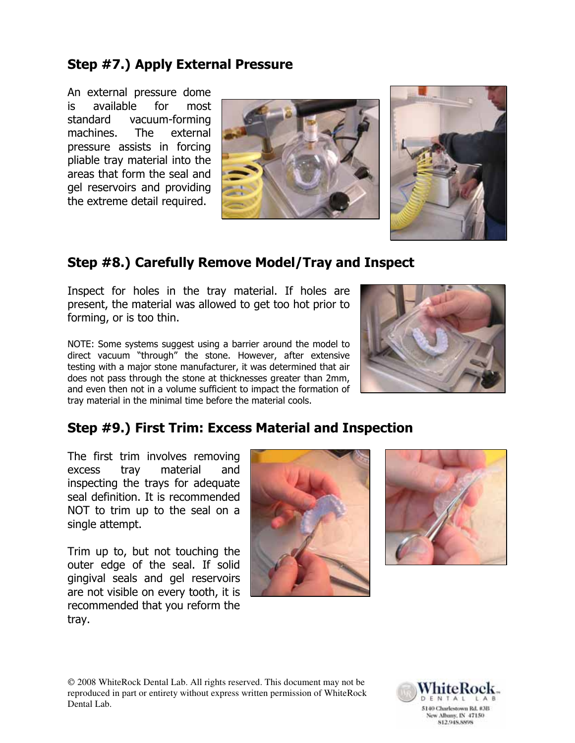## Step #7.) Apply External Pressure

An external pressure dome is available for most standard vacuum-forming machines. The external pressure assists in forcing pliable tray material into the areas that form the seal and gel reservoirs and providing the extreme detail required.

## Step #8.) Carefully Remove Model/Tray and Inspect

Inspect for holes in the tray material. If holes are present, the material was allowed to get too hot prior to forming, or is too thin.

NOTE: Some systems suggest using a barrier around the model to direct vacuum "through" the stone. However, after extensive testing with a major stone manufacturer, it was determined that air does not pass through the stone at thicknesses greater than 2mm, and even then not in a volume sufficient to impact the formation of tray material in the minimal time before the material cools.

## Step #9.) First Trim: Excess Material and Inspection

The first trim involves removing excess tray material and inspecting the trays for adequate seal definition. It is recommended NOT to trim up to the seal on a single attempt.

Trim up to, but not touching the outer edge of the seal. If solid gingival seals and gel reservoirs are not visible on every tooth, it is recommended that you reform the tray.

© 2008 WhiteRock Dental Lab. All rights reserved. This document may not be reproduced in part or entirety without express written permission of WhiteRock Dental Lab.

WhiteRock™ DENTAL LAB
5140 Charlestown Rd. #3B
New Albany, IN 47150
812.948.8898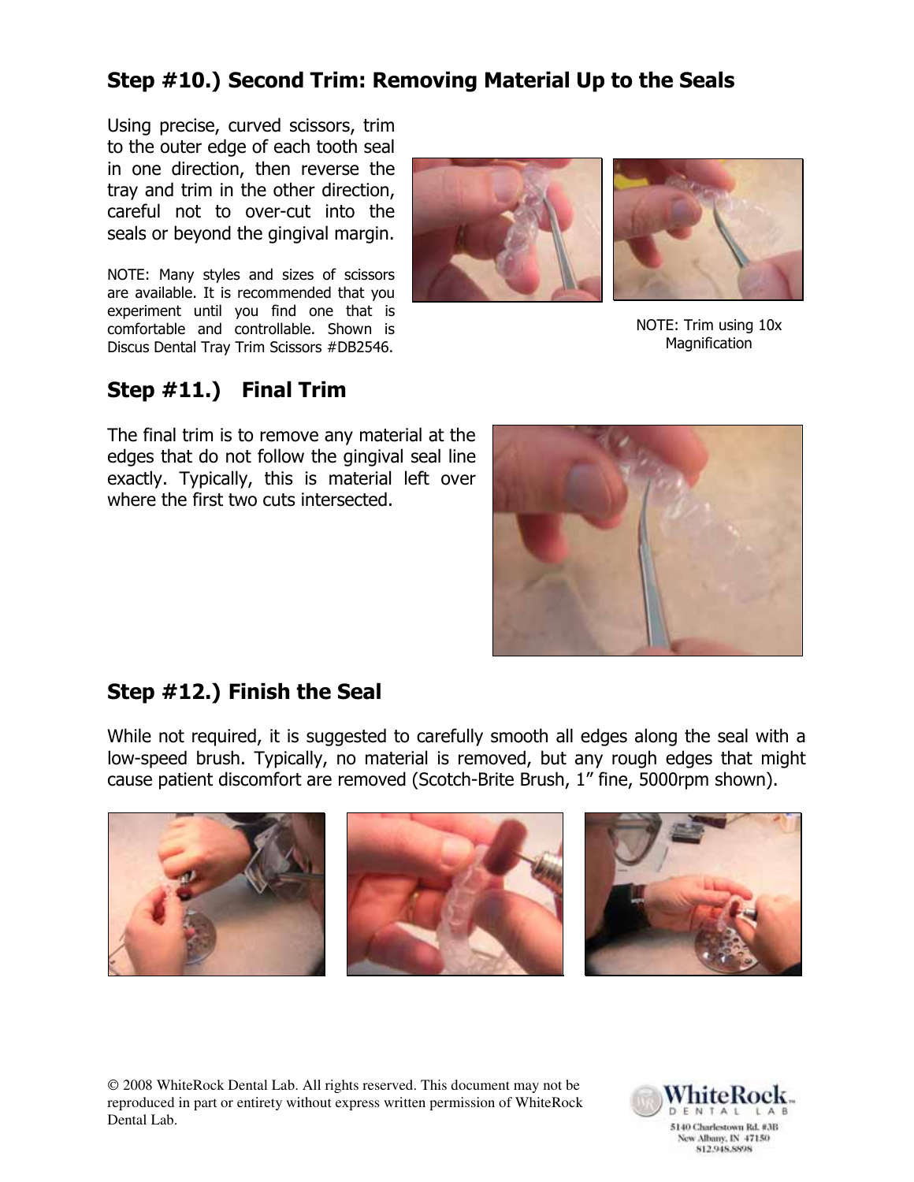## Step #10.) Second Trim: Removing Material Up to the Seals

Using precise, curved scissors, trim to the outer edge of each tooth seal in one direction, then reverse the tray and trim in the other direction, careful not to over-cut into the seals or beyond the gingival margin.

NOTE: Many styles and sizes of scissors are available. It is recommended that you experiment until you find one that is comfortable and controllable. Shown is Discus Dental Tray Trim Scissors #DB2546.

NOTE: Trim using 10x Magnification

## Step #11.) Final Trim

The final trim is to remove any material at the edges that do not follow the gingival seal line exactly. Typically, this is material left over where the first two cuts intersected.

## Step #12.) Finish the Seal

While not required, it is suggested to carefully smooth all edges along the seal with a low-speed brush. Typically, no material is removed, but any rough edges that might cause patient discomfort are removed (Scotch-Brite Brush, 1" fine, 5000rpm shown).

© 2008 WhiteRock Dental Lab. All rights reserved. This document may not be reproduced in part or entirety without express written permission of WhiteRock Dental Lab.

WhiteRock DENTAL LAB
5140 Charlestown Rd. #3B
New Albany, IN 47150
812.948.8898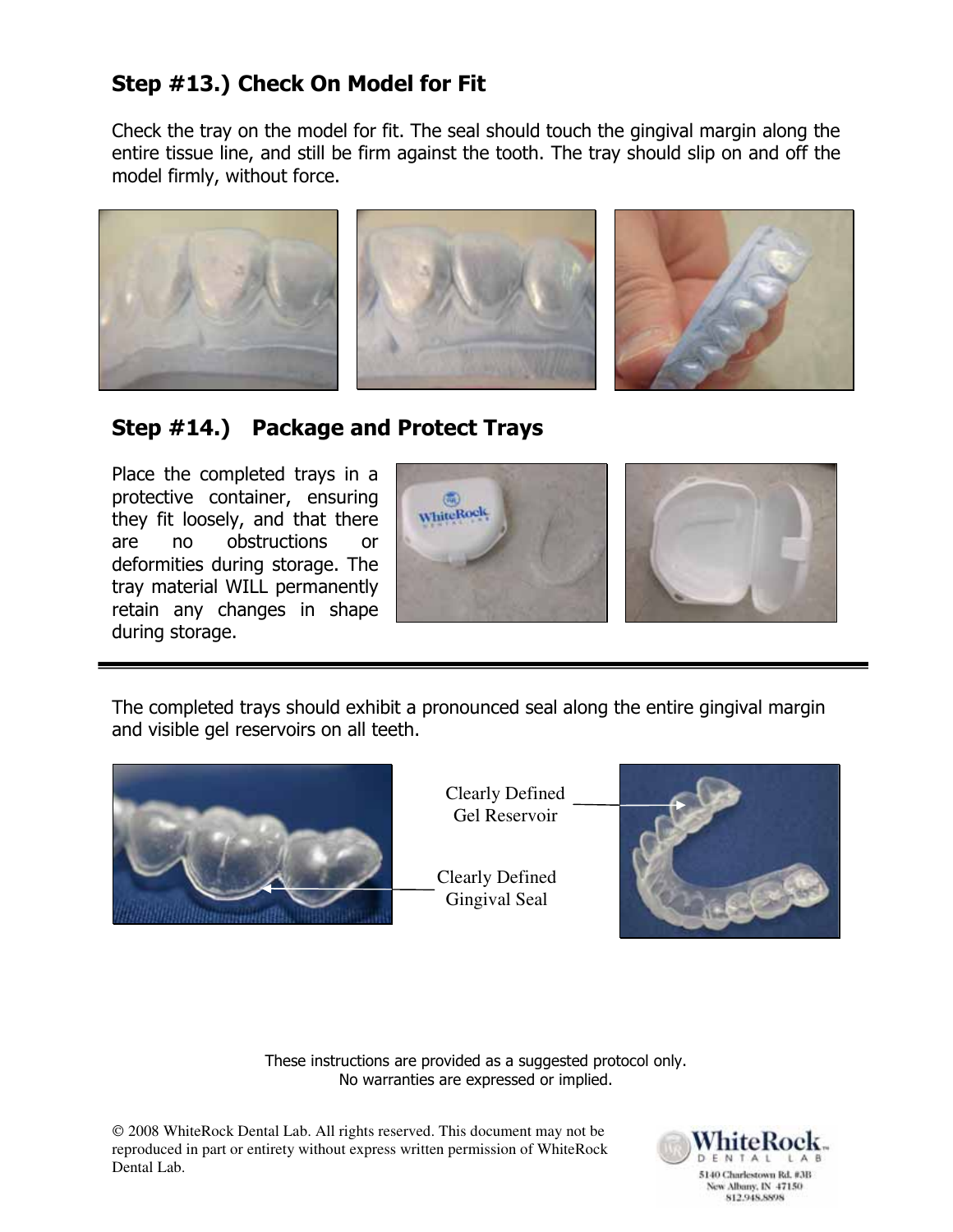## Step #13.) Check On Model for Fit

Check the tray on the model for fit. The seal should touch the gingival margin along the entire tissue line, and still be firm against the tooth. The tray should slip on and off the model firmly, without force.

## Step #14.) Package and Protect Trays

Place the completed trays in a protective container, ensuring they fit loosely, and that there are no obstructions or deformities during storage. The tray material WILL permanently retain any changes in shape during storage.

---

The completed trays should exhibit a pronounced seal along the entire gingival margin and visible gel reservoirs on all teeth.

Clearly Defined Gel Reservoir

Clearly Defined Gingival Seal

These instructions are provided as a suggested protocol only.
No warranties are expressed or implied.

© 2008 WhiteRock Dental Lab. All rights reserved. This document may not be reproduced in part or entirety without express written permission of WhiteRock Dental Lab.

WhiteRock DENTAL LAB
5140 Charlestown Rd. #3B
New Albany, IN 47150
812.948.8898